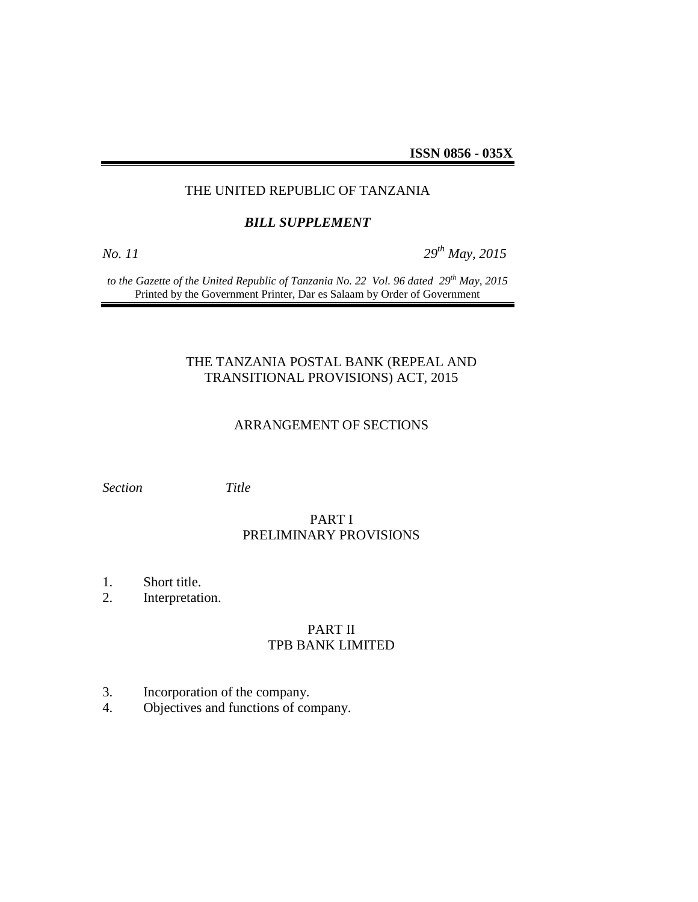**ISSN 0856 - 035X**

THE UNITED REPUBLIC OF TANZANIA

***BILL SUPPLEMENT***

*No. 11* *29th May, 2015*

*to the Gazette of the United Republic of Tanzania No. 22 Vol. 96 dated 29th May, 2015*
Printed by the Government Printer, Dar es Salaam by Order of Government

# THE TANZANIA POSTAL BANK (REPEAL AND TRANSITIONAL PROVISIONS) ACT, 2015

## ARRANGEMENT OF SECTIONS

*Section* *Title*

### PART I
### PRELIMINARY PROVISIONS

1. Short title.
2. Interpretation.

### PART II
### TPB BANK LIMITED

3. Incorporation of the company.
4. Objectives and functions of company.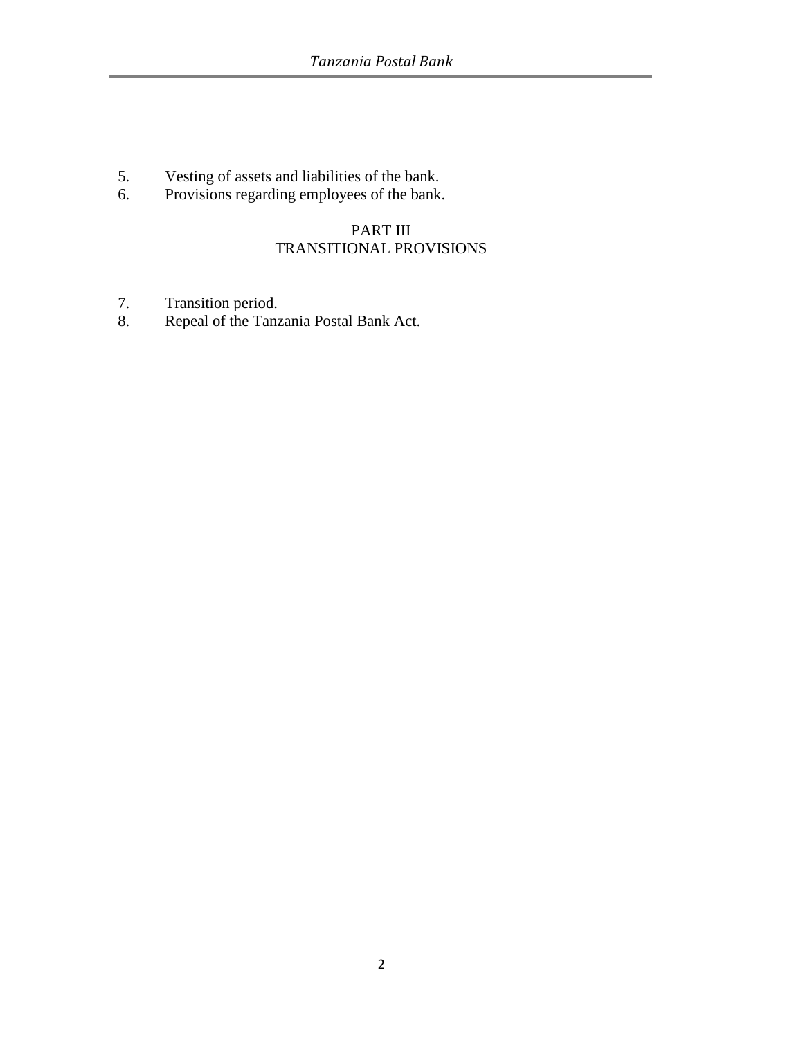5. Vesting of assets and liabilities of the bank.
6. Provisions regarding employees of the bank.

PART III
TRANSITIONAL PROVISIONS

7. Transition period.
8. Repeal of the Tanzania Postal Bank Act.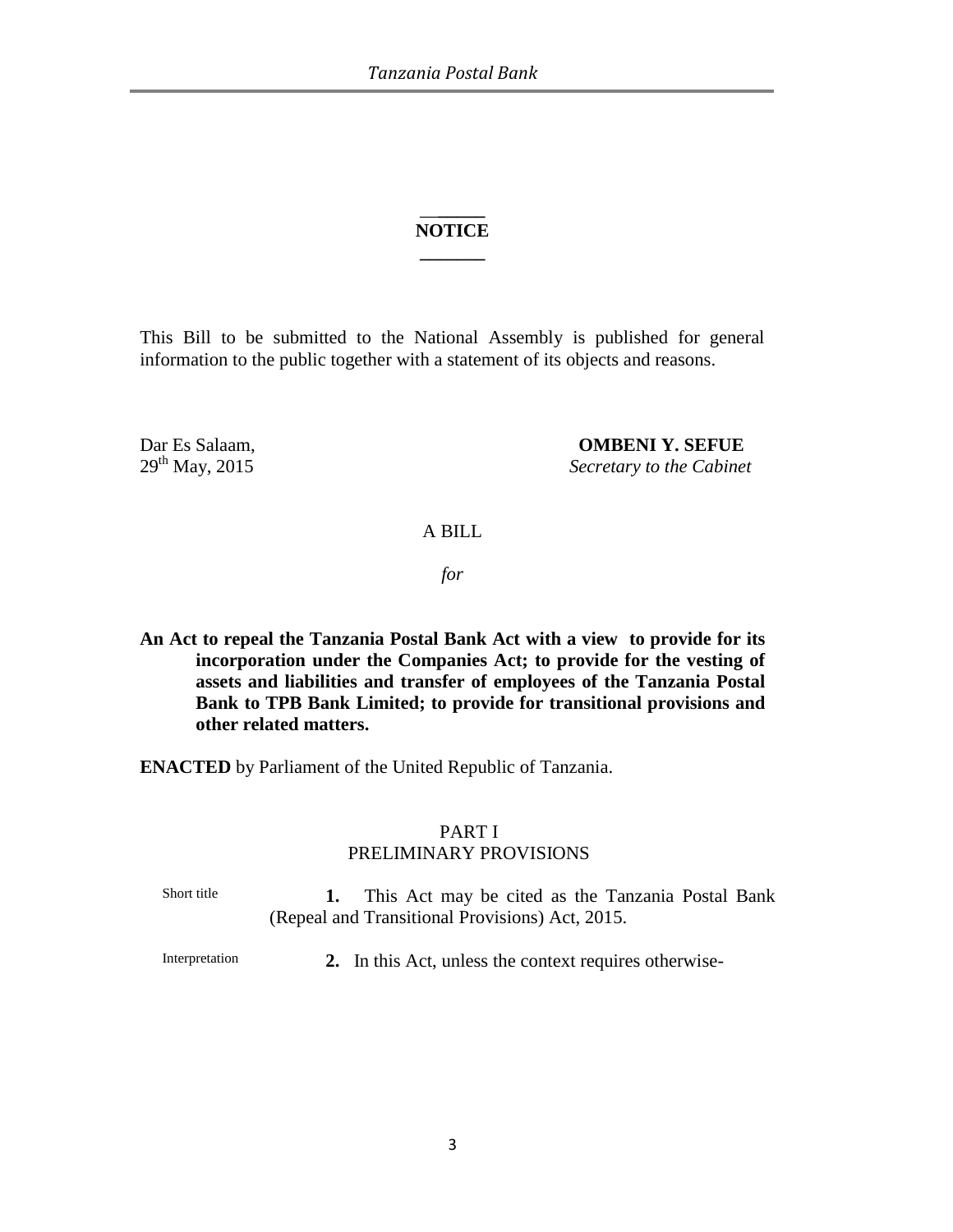## NOTICE

This Bill to be submitted to the National Assembly is published for general information to the public together with a statement of its objects and reasons.

Dar Es Salaam,
29th May, 2015

**OMBENI Y. SEFUE**
*Secretary to the Cabinet*

A BILL

*for*

**An Act to repeal the Tanzania Postal Bank Act with a view to provide for its incorporation under the Companies Act; to provide for the vesting of assets and liabilities and transfer of employees of the Tanzania Postal Bank to TPB Bank Limited; to provide for transitional provisions and other related matters.**

**ENACTED** by Parliament of the United Republic of Tanzania.

## PART I
## PRELIMINARY PROVISIONS

Short title

**1.** This Act may be cited as the Tanzania Postal Bank (Repeal and Transitional Provisions) Act, 2015.

Interpretation

**2.** In this Act, unless the context requires otherwise-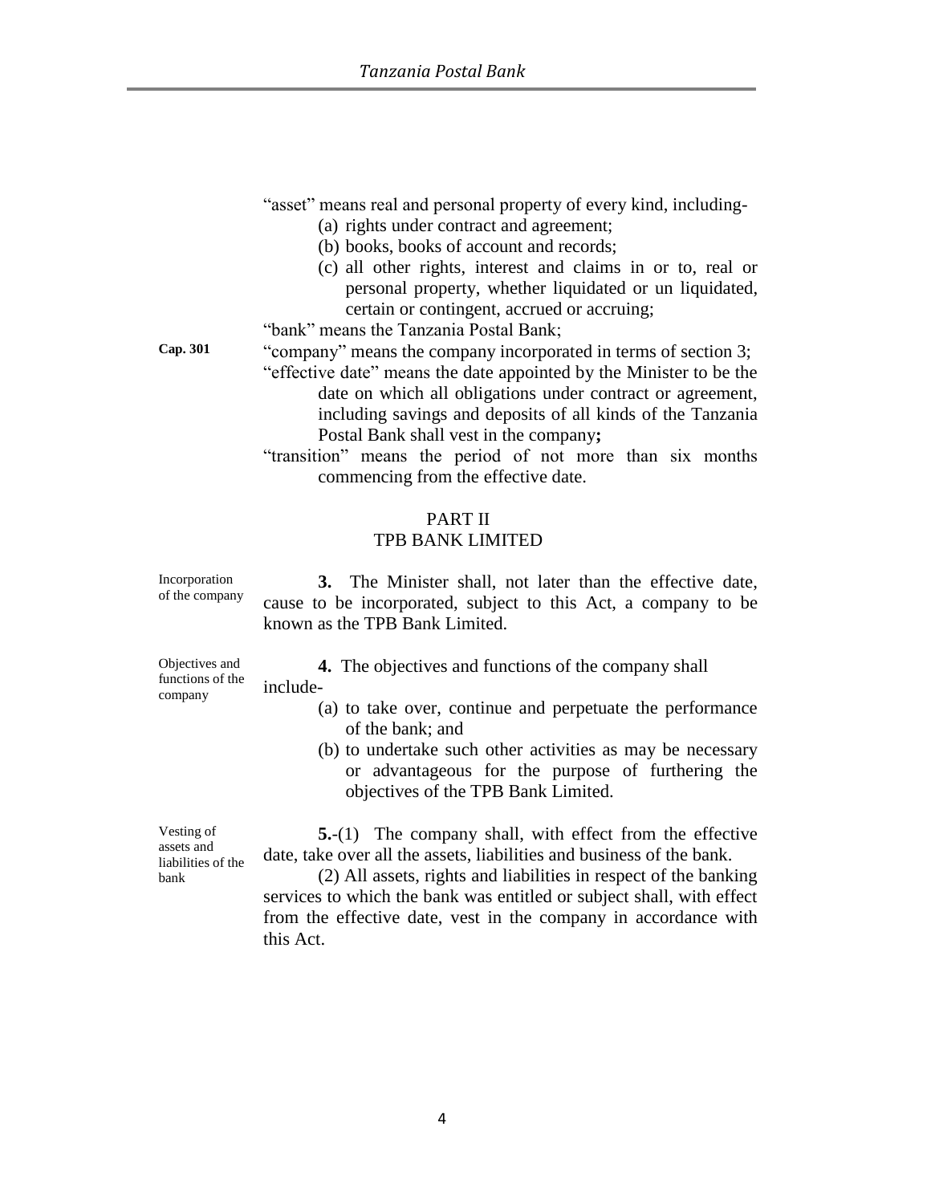"asset" means real and personal property of every kind, including-

(a) rights under contract and agreement;

(b) books, books of account and records;

(c) all other rights, interest and claims in or to, real or personal property, whether liquidated or un liquidated, certain or contingent, accrued or accruing;

"bank" means the Tanzania Postal Bank;

Cap. 301

"company" means the company incorporated in terms of section 3;

"effective date" means the date appointed by the Minister to be the date on which all obligations under contract or agreement, including savings and deposits of all kinds of the Tanzania Postal Bank shall vest in the company**;**

"transition" means the period of not more than six months commencing from the effective date.

## PART II
## TPB BANK LIMITED

Incorporation of the company

**3.** The Minister shall, not later than the effective date, cause to be incorporated, subject to this Act, a company to be known as the TPB Bank Limited.

Objectives and functions of the company

**4.** The objectives and functions of the company shall include-

(a) to take over, continue and perpetuate the performance of the bank; and

(b) to undertake such other activities as may be necessary or advantageous for the purpose of furthering the objectives of the TPB Bank Limited.

Vesting of assets and liabilities of the bank

**5.**-(1) The company shall, with effect from the effective date, take over all the assets, liabilities and business of the bank.

(2) All assets, rights and liabilities in respect of the banking services to which the bank was entitled or subject shall, with effect from the effective date, vest in the company in accordance with this Act.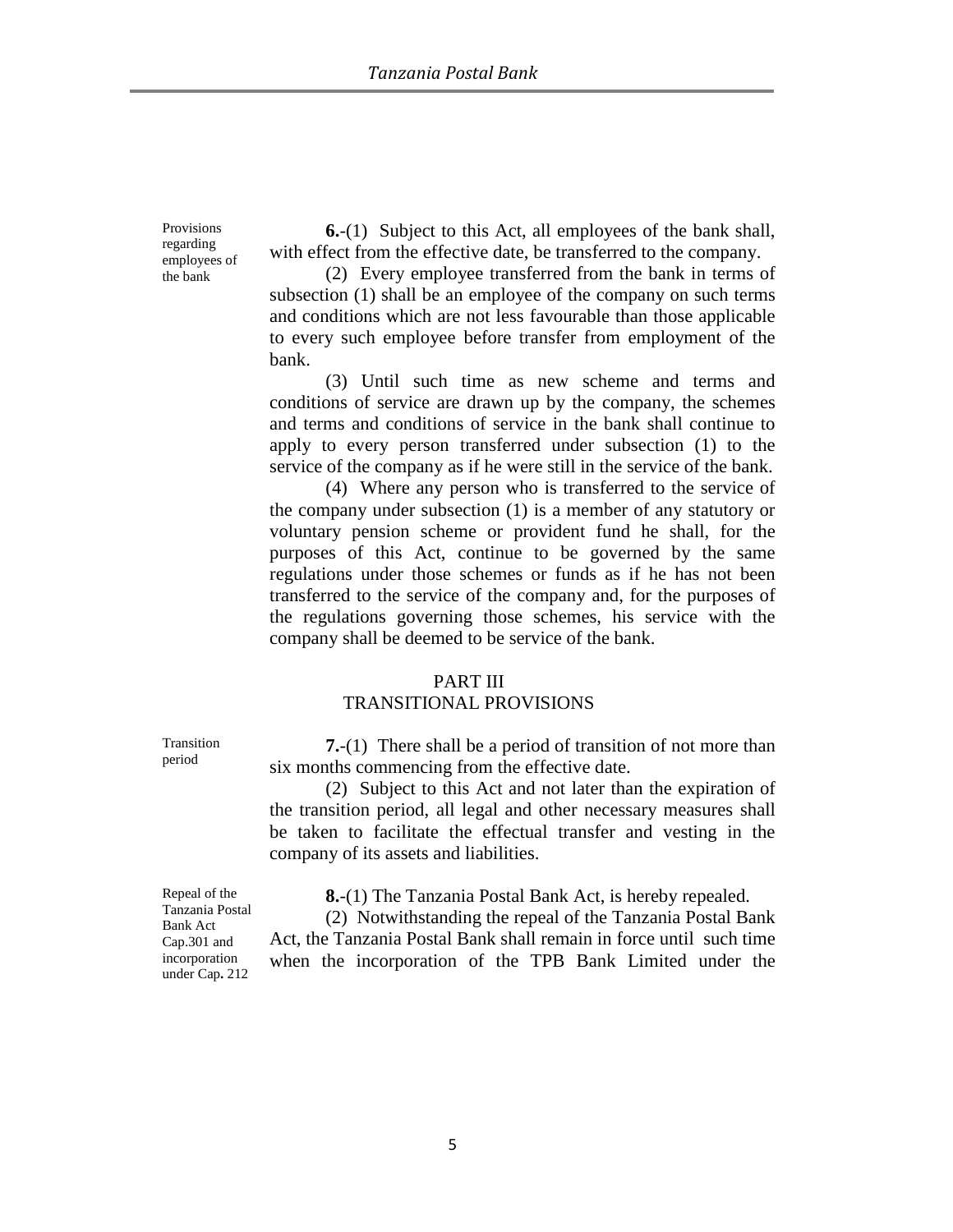Provisions regarding employees of the bank

**6.**-(1) Subject to this Act, all employees of the bank shall, with effect from the effective date, be transferred to the company.

(2) Every employee transferred from the bank in terms of subsection (1) shall be an employee of the company on such terms and conditions which are not less favourable than those applicable to every such employee before transfer from employment of the bank.

(3) Until such time as new scheme and terms and conditions of service are drawn up by the company, the schemes and terms and conditions of service in the bank shall continue to apply to every person transferred under subsection (1) to the service of the company as if he were still in the service of the bank.

(4) Where any person who is transferred to the service of the company under subsection (1) is a member of any statutory or voluntary pension scheme or provident fund he shall, for the purposes of this Act, continue to be governed by the same regulations under those schemes or funds as if he has not been transferred to the service of the company and, for the purposes of the regulations governing those schemes, his service with the company shall be deemed to be service of the bank.

## PART III
## TRANSITIONAL PROVISIONS

Transition period

**7.**-(1) There shall be a period of transition of not more than six months commencing from the effective date.

(2) Subject to this Act and not later than the expiration of the transition period, all legal and other necessary measures shall be taken to facilitate the effectual transfer and vesting in the company of its assets and liabilities.

Repeal of the Tanzania Postal Bank Act Cap.301 and incorporation under Cap**.** 212

**8.**-(1) The Tanzania Postal Bank Act, is hereby repealed.

(2) Notwithstanding the repeal of the Tanzania Postal Bank Act, the Tanzania Postal Bank shall remain in force until such time when the incorporation of the TPB Bank Limited under the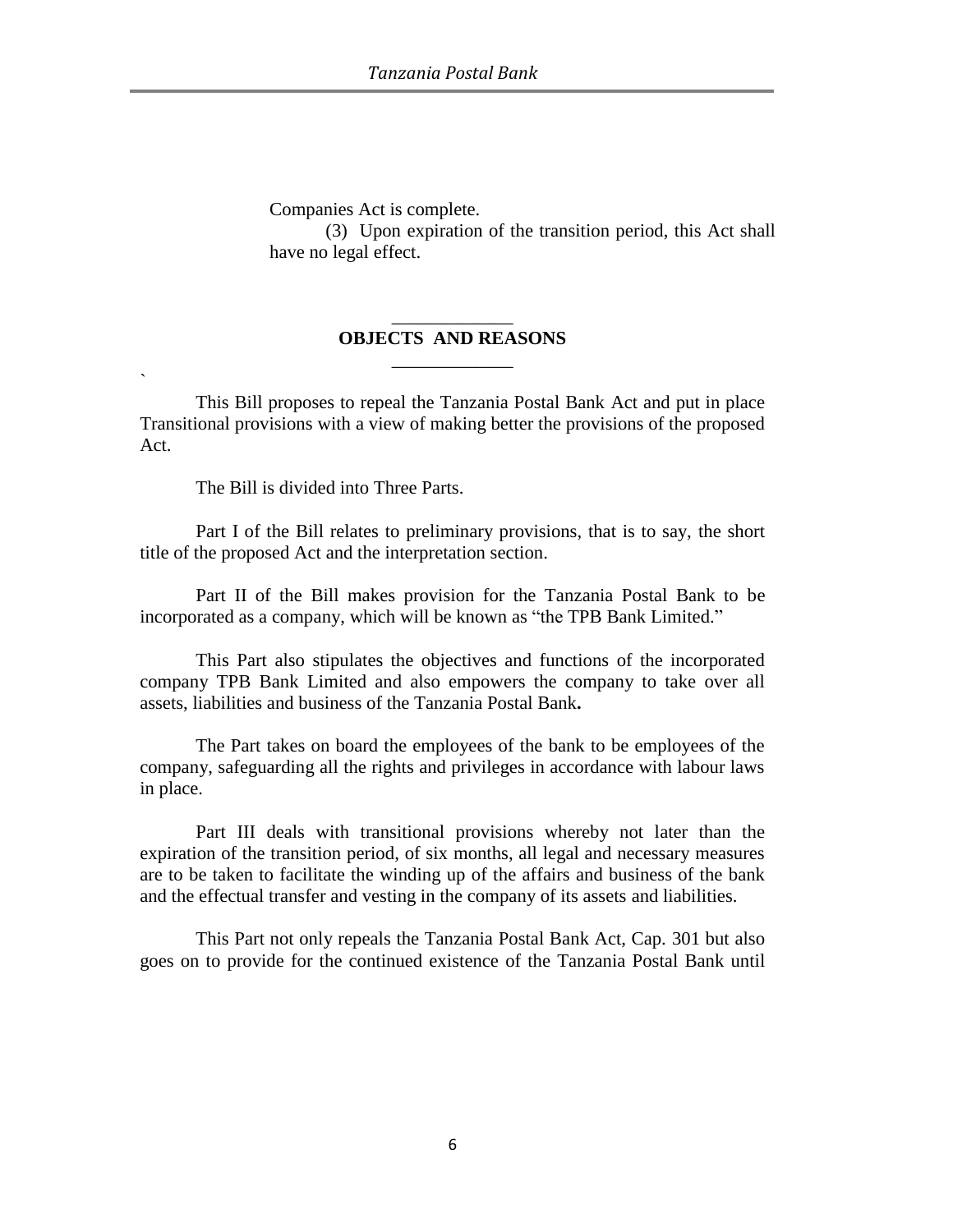Companies Act is complete.

(3) Upon expiration of the transition period, this Act shall have no legal effect.

## OBJECTS AND REASONS

This Bill proposes to repeal the Tanzania Postal Bank Act and put in place Transitional provisions with a view of making better the provisions of the proposed Act.

The Bill is divided into Three Parts.

Part I of the Bill relates to preliminary provisions, that is to say, the short title of the proposed Act and the interpretation section.

Part II of the Bill makes provision for the Tanzania Postal Bank to be incorporated as a company, which will be known as "the TPB Bank Limited."

This Part also stipulates the objectives and functions of the incorporated company TPB Bank Limited and also empowers the company to take over all assets, liabilities and business of the Tanzania Postal Bank**.**

The Part takes on board the employees of the bank to be employees of the company, safeguarding all the rights and privileges in accordance with labour laws in place.

Part III deals with transitional provisions whereby not later than the expiration of the transition period, of six months, all legal and necessary measures are to be taken to facilitate the winding up of the affairs and business of the bank and the effectual transfer and vesting in the company of its assets and liabilities.

This Part not only repeals the Tanzania Postal Bank Act, Cap. 301 but also goes on to provide for the continued existence of the Tanzania Postal Bank until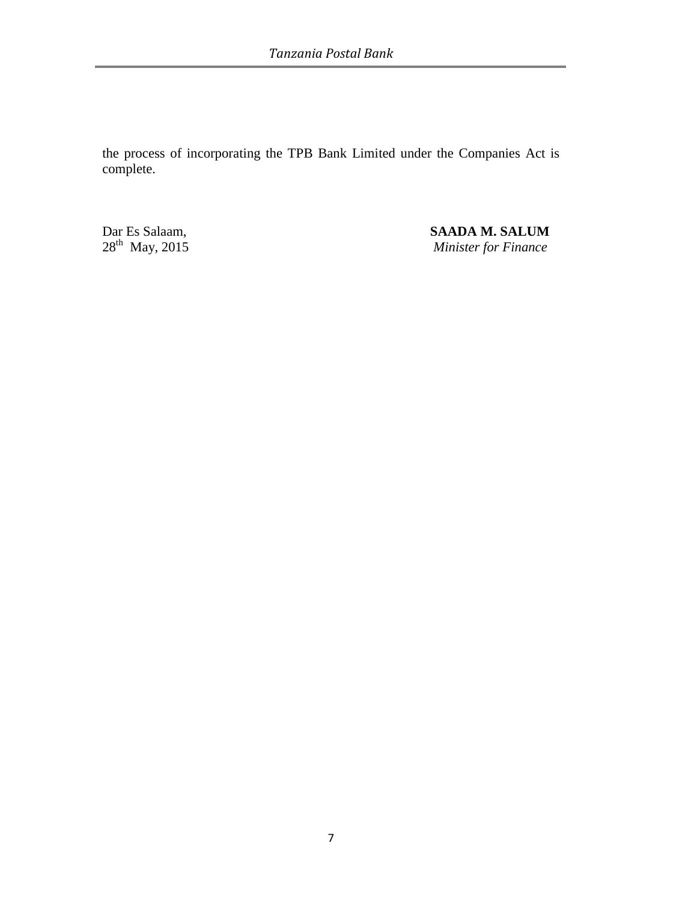the process of incorporating the TPB Bank Limited under the Companies Act is complete.

Dar Es Salaam,
28th May, 2015

**SAADA M. SALUM**
*Minister for Finance*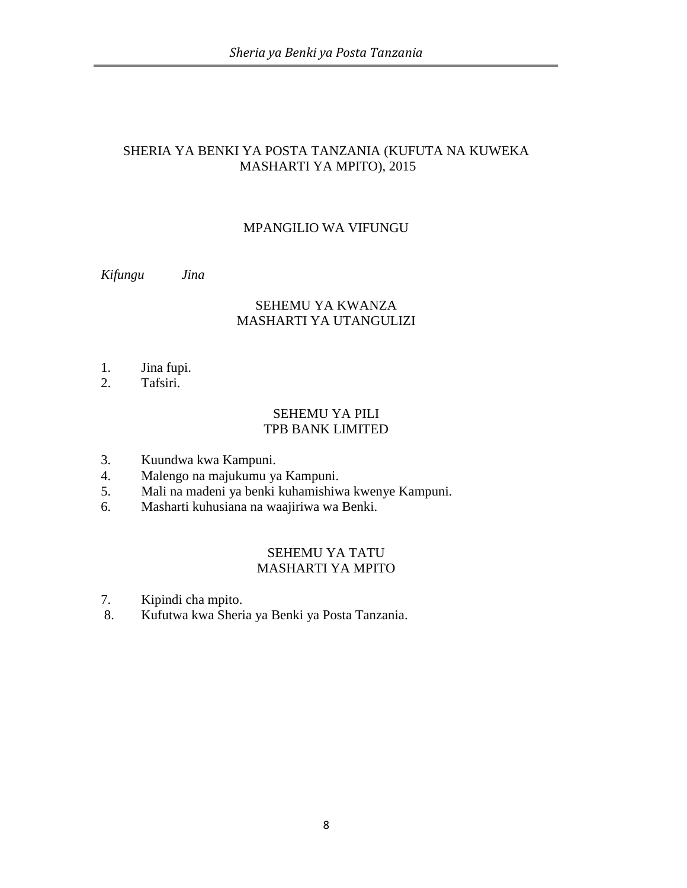# SHERIA YA BENKI YA POSTA TANZANIA (KUFUTA NA KUWEKA MASHARTI YA MPITO), 2015

## MPANGILIO WA VIFUNGU

*Kifungu* *Jina*

### SEHEMU YA KWANZA
### MASHARTI YA UTANGULIZI

1. Jina fupi.
2. Tafsiri.

### SEHEMU YA PILI
### TPB BANK LIMITED

3. Kuundwa kwa Kampuni.
4. Malengo na majukumu ya Kampuni.
5. Mali na madeni ya benki kuhamishiwa kwenye Kampuni.
6. Masharti kuhusiana na waajiriwa wa Benki.

### SEHEMU YA TATU
### MASHARTI YA MPITO

7. Kipindi cha mpito.
8. Kufutwa kwa Sheria ya Benki ya Posta Tanzania.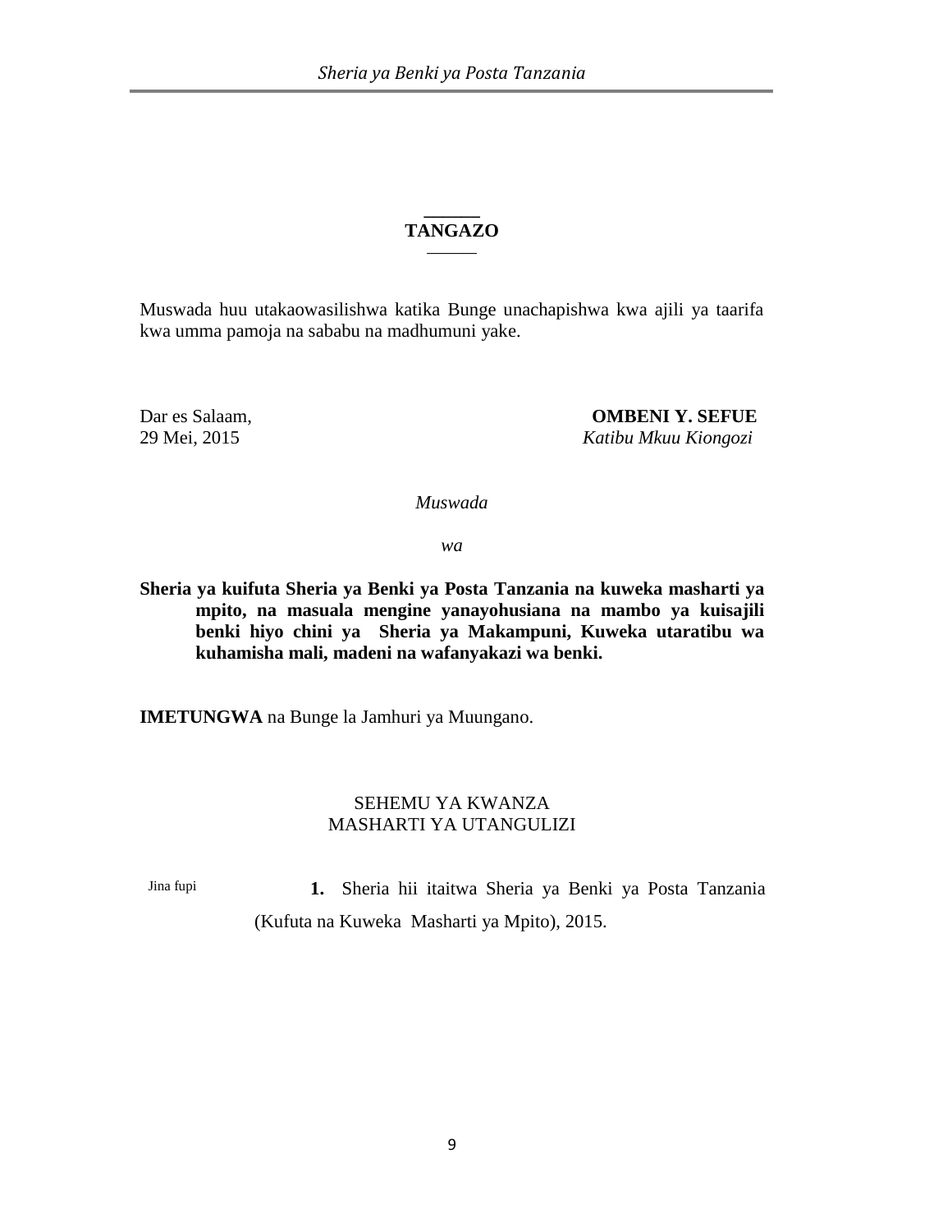## TANGAZO

Muswada huu utakaowasilishwa katika Bunge unachapishwa kwa ajili ya taarifa kwa umma pamoja na sababu na madhumuni yake.

Dar es Salaam,  
29 Mei, 2015

**OMBENI Y. SEFUE**  
*Katibu Mkuu Kiongozi*

*Muswada*

*wa*

**Sheria ya kuifuta Sheria ya Benki ya Posta Tanzania na kuweka masharti ya mpito, na masuala mengine yanayohusiana na mambo ya kuisajili benki hiyo chini ya Sheria ya Makampuni, Kuweka utaratibu wa kuhamisha mali, madeni na wafanyakazi wa benki.**

**IMETUNGWA** na Bunge la Jamhuri ya Muungano.

### SEHEMU YA KWANZA
### MASHARTI YA UTANGULIZI

Jina fupi

**1.** Sheria hii itaitwa Sheria ya Benki ya Posta Tanzania (Kufuta na Kuweka Masharti ya Mpito), 2015.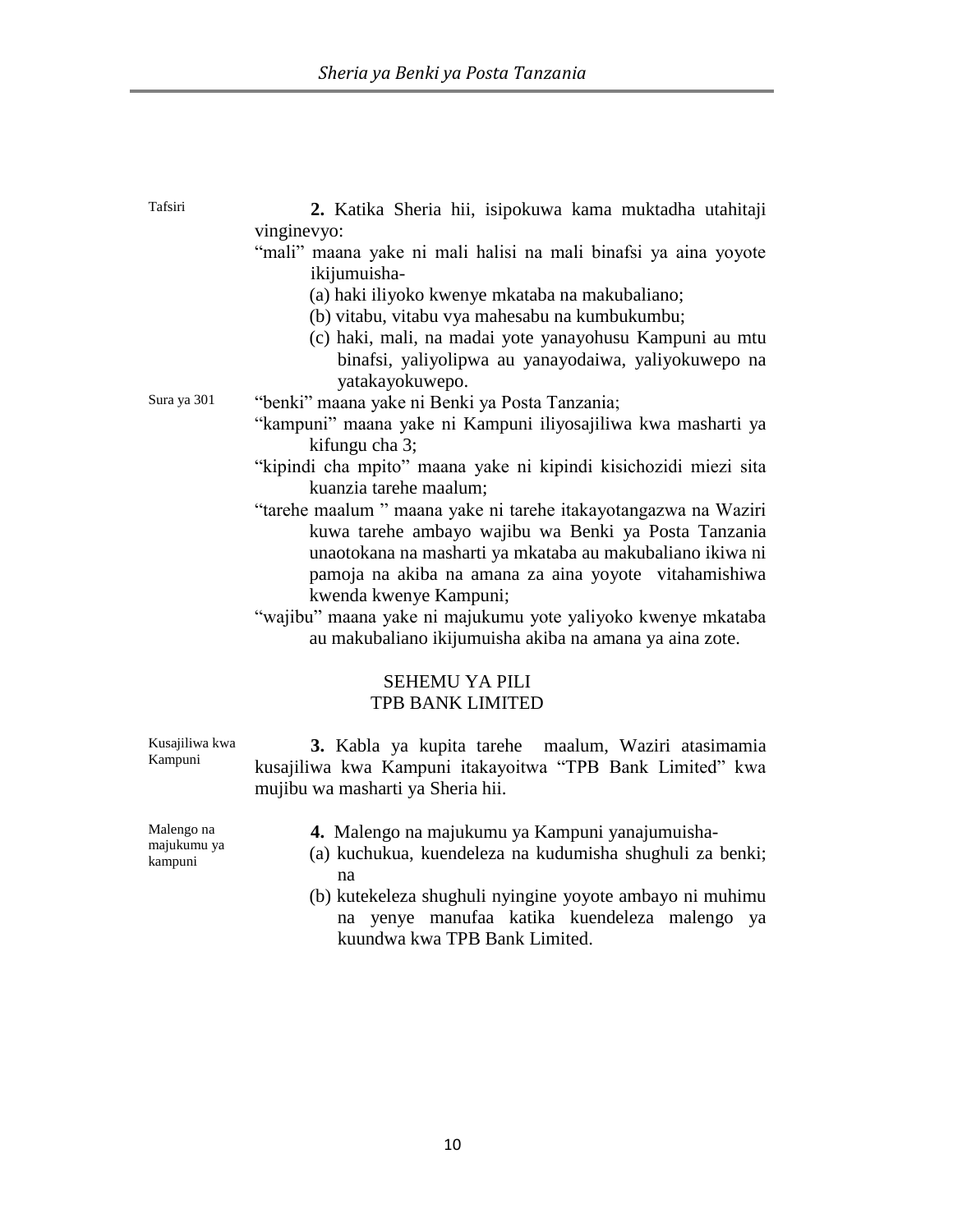Tafsiri

**2.** Katika Sheria hii, isipokuwa kama muktadha utahitaji vinginevyo:

"mali" maana yake ni mali halisi na mali binafsi ya aina yoyote ikijumuisha-

(a) haki iliyoko kwenye mkataba na makubaliano;

(b) vitabu, vitabu vya mahesabu na kumbukumbu;

(c) haki, mali, na madai yote yanayohusu Kampuni au mtu binafsi, yaliyolipwa au yanayodaiwa, yaliyokuwepo na yatakayokuwepo.

Sura ya 301

"benki" maana yake ni Benki ya Posta Tanzania;

"kampuni" maana yake ni Kampuni iliyosajiliwa kwa masharti ya kifungu cha 3;

"kipindi cha mpito" maana yake ni kipindi kisichozidi miezi sita kuanzia tarehe maalum;

"tarehe maalum " maana yake ni tarehe itakayotangazwa na Waziri kuwa tarehe ambayo wajibu wa Benki ya Posta Tanzania unaotokana na masharti ya mkataba au makubaliano ikiwa ni pamoja na akiba na amana za aina yoyote vitahamishiwa kwenda kwenye Kampuni;

"wajibu" maana yake ni majukumu yote yaliyoko kwenye mkataba au makubaliano ikijumuisha akiba na amana ya aina zote.

## SEHEMU YA PILI
## TPB BANK LIMITED

Kusajiliwa kwa Kampuni

**3.** Kabla ya kupita tarehe maalum, Waziri atasimamia kusajiliwa kwa Kampuni itakayoitwa "TPB Bank Limited" kwa mujibu wa masharti ya Sheria hii.

Malengo na majukumu ya kampuni

**4.** Malengo na majukumu ya Kampuni yanajumuisha-

(a) kuchukua, kuendeleza na kudumisha shughuli za benki; na

(b) kutekeleza shughuli nyingine yoyote ambayo ni muhimu na yenye manufaa katika kuendeleza malengo ya kuundwa kwa TPB Bank Limited.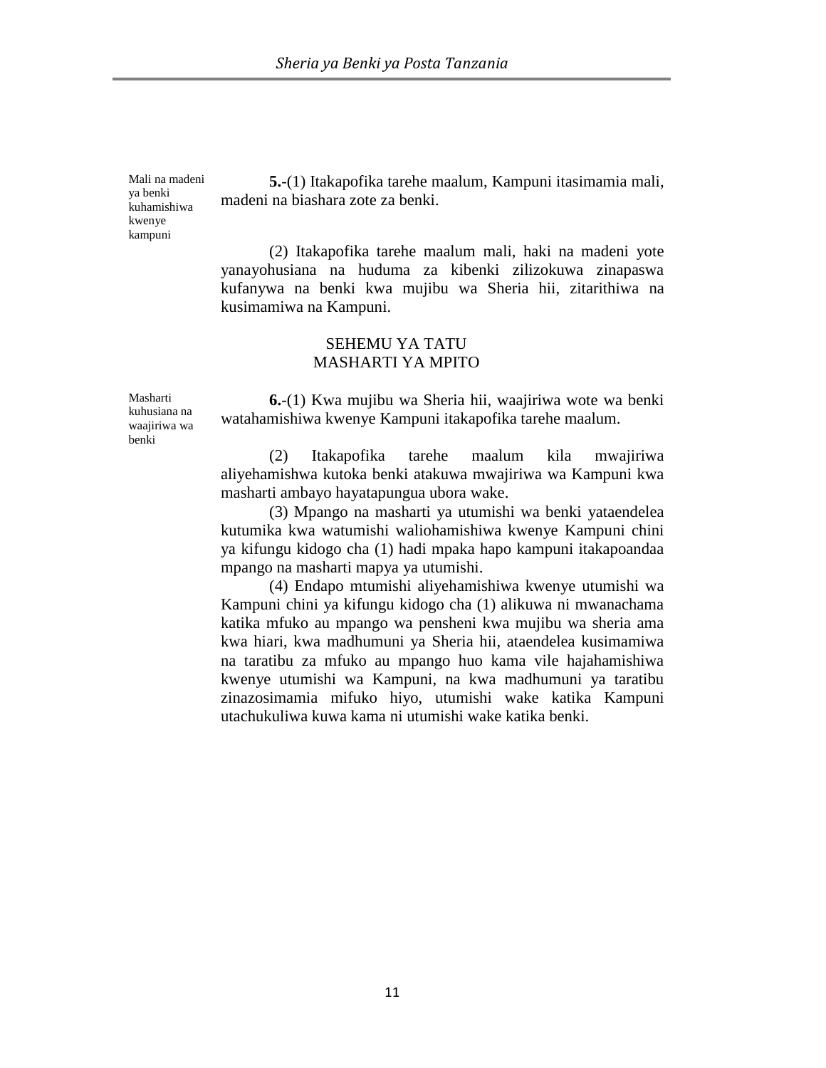Mali na madeni ya benki kuhamishiwa kwenye kampuni

**5.**-(1) Itakapofika tarehe maalum, Kampuni itasimamia mali, madeni na biashara zote za benki.

(2) Itakapofika tarehe maalum mali, haki na madeni yote yanayohusiana na huduma za kibenki zilizokuwa zinapaswa kufanywa na benki kwa mujibu wa Sheria hii, zitarithiwa na kusimamiwa na Kampuni.

## SEHEMU YA TATU
## MASHARTI YA MPITO

Masharti kuhusiana na waajiriwa wa benki

**6.**-(1) Kwa mujibu wa Sheria hii, waajiriwa wote wa benki watahamishiwa kwenye Kampuni itakapofika tarehe maalum.

(2) Itakapofika tarehe maalum kila mwajiriwa aliyehamishwa kutoka benki atakuwa mwajiriwa wa Kampuni kwa masharti ambayo hayatapungua ubora wake.

(3) Mpango na masharti ya utumishi wa benki yataendelea kutumika kwa watumishi waliohamishiwa kwenye Kampuni chini ya kifungu kidogo cha (1) hadi mpaka hapo kampuni itakapoandaa mpango na masharti mapya ya utumishi.

(4) Endapo mtumishi aliyehamishiwa kwenye utumishi wa Kampuni chini ya kifungu kidogo cha (1) alikuwa ni mwanachama katika mfuko au mpango wa pensheni kwa mujibu wa sheria ama kwa hiari, kwa madhumuni ya Sheria hii, ataendelea kusimamiwa na taratibu za mfuko au mpango huo kama vile hajahamishiwa kwenye utumishi wa Kampuni, na kwa madhumuni ya taratibu zinazosimamia mifuko hiyo, utumishi wake katika Kampuni utachukuliwa kuwa kama ni utumishi wake katika benki.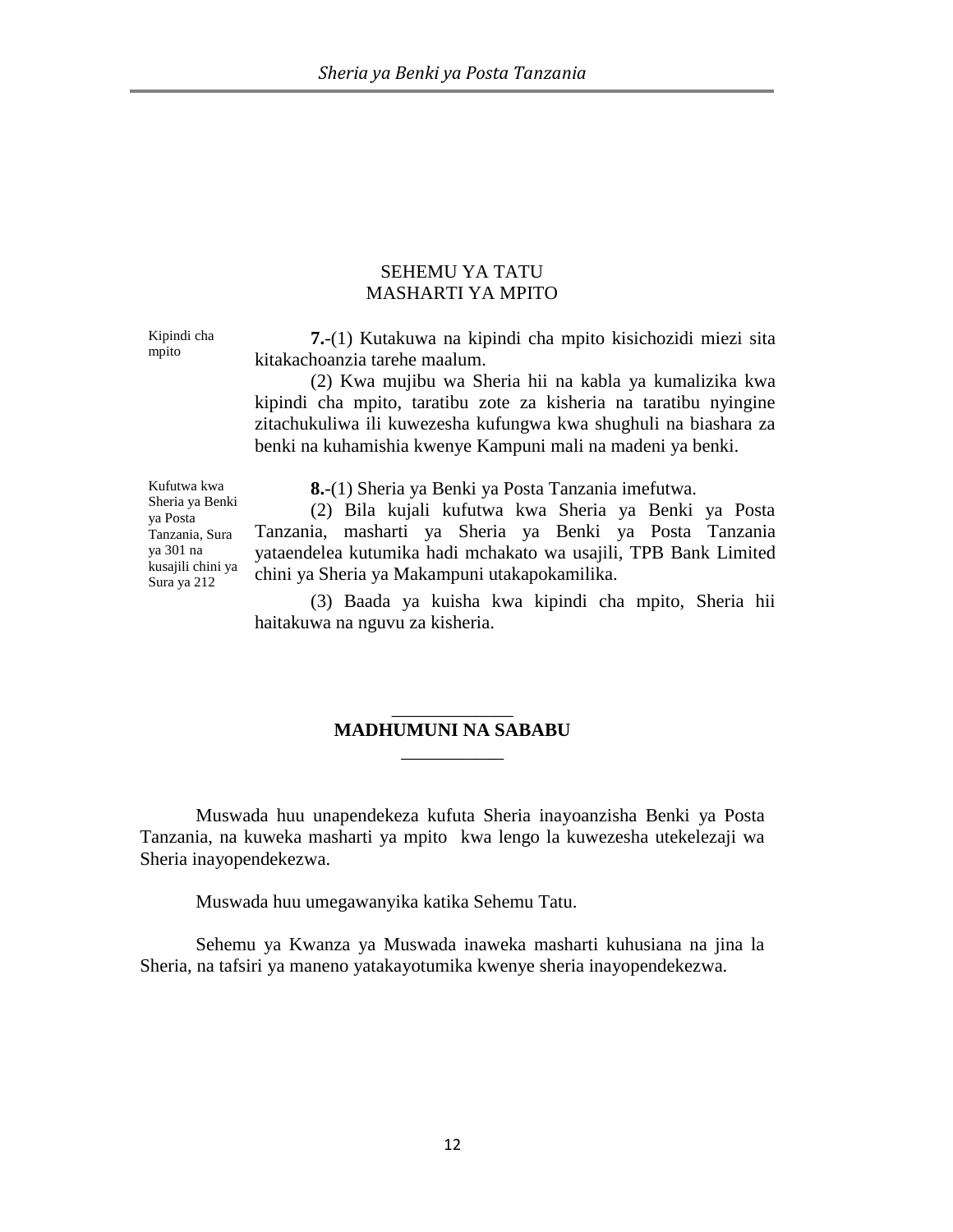## SEHEMU YA TATU
## MASHARTI YA MPITO

*Kipindi cha mpito*

**7.**-(1) Kutakuwa na kipindi cha mpito kisichozidi miezi sita kitakachoanzia tarehe maalum.

(2) Kwa mujibu wa Sheria hii na kabla ya kumalizika kwa kipindi cha mpito, taratibu zote za kisheria na taratibu nyingine zitachukuliwa ili kuwezesha kufungwa kwa shughuli na biashara za benki na kuhamishia kwenye Kampuni mali na madeni ya benki.

*Kufutwa kwa Sheria ya Benki ya Posta Tanzania, Sura ya 301 na kusajili chini ya Sura ya 212*

**8.**-(1) Sheria ya Benki ya Posta Tanzania imefutwa.

(2) Bila kujali kufutwa kwa Sheria ya Benki ya Posta Tanzania, masharti ya Sheria ya Benki ya Posta Tanzania yataendelea kutumika hadi mchakato wa usajili, TPB Bank Limited chini ya Sheria ya Makampuni utakapokamilika.

(3) Baada ya kuisha kwa kipindi cha mpito, Sheria hii haitakuwa na nguvu za kisheria.

## MADHUMUNI NA SABABU

Muswada huu unapendekeza kufuta Sheria inayoanzisha Benki ya Posta Tanzania, na kuweka masharti ya mpito kwa lengo la kuwezesha utekelezaji wa Sheria inayopendekezwa.

Muswada huu umegawanyika katika Sehemu Tatu.

Sehemu ya Kwanza ya Muswada inaweka masharti kuhusiana na jina la Sheria, na tafsiri ya maneno yatakayotumika kwenye sheria inayopendekezwa.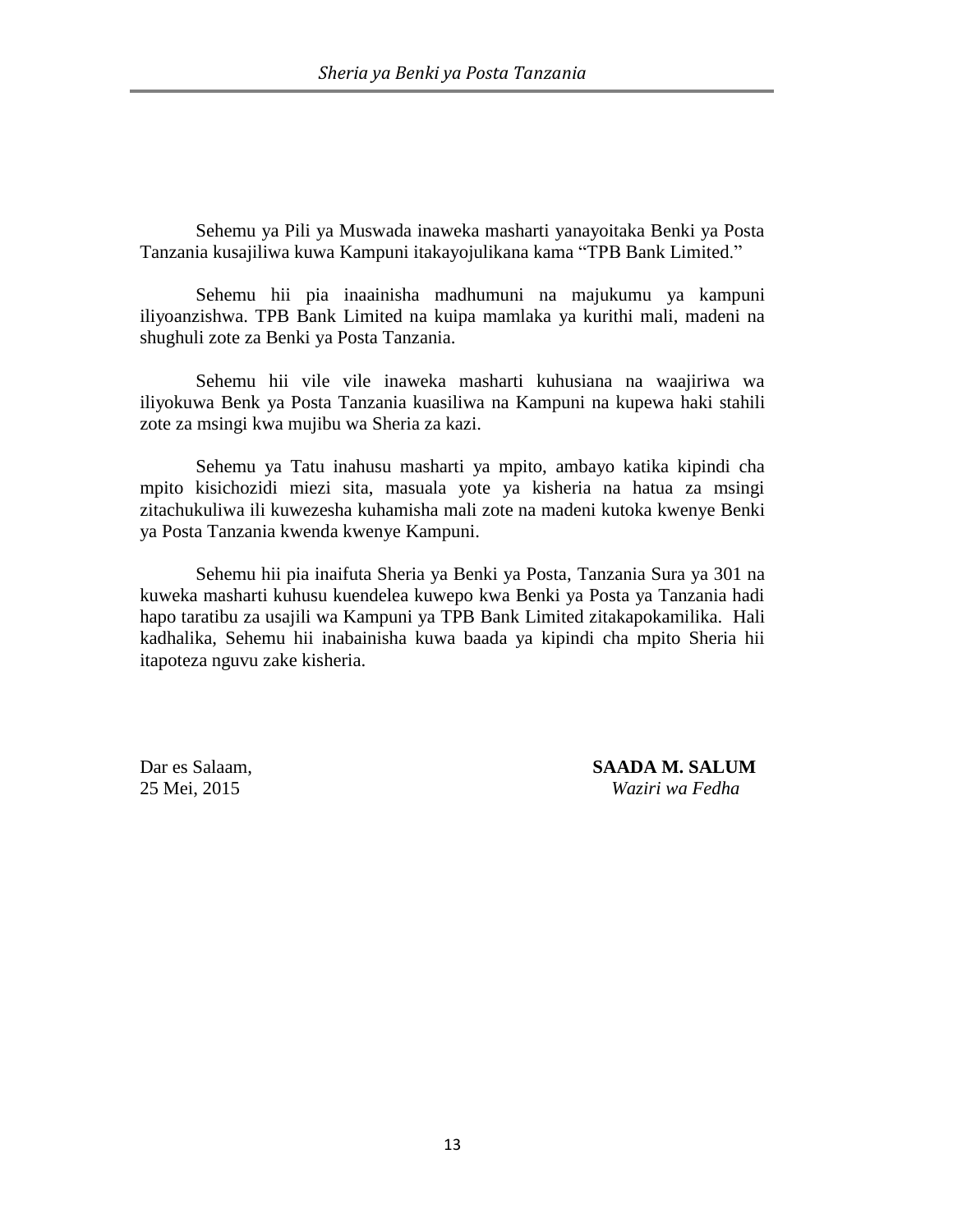Sehemu ya Pili ya Muswada inaweka masharti yanayoitaka Benki ya Posta Tanzania kusajiliwa kuwa Kampuni itakayojulikana kama "TPB Bank Limited."

Sehemu hii pia inaainisha madhumuni na majukumu ya kampuni iliyoanzishwa. TPB Bank Limited na kuipa mamlaka ya kurithi mali, madeni na shughuli zote za Benki ya Posta Tanzania.

Sehemu hii vile vile inaweka masharti kuhusiana na waajiriwa wa iliyokuwa Benk ya Posta Tanzania kuasiliwa na Kampuni na kupewa haki stahili zote za msingi kwa mujibu wa Sheria za kazi.

Sehemu ya Tatu inahusu masharti ya mpito, ambayo katika kipindi cha mpito kisichozidi miezi sita, masuala yote ya kisheria na hatua za msingi zitachukuliwa ili kuwezesha kuhamisha mali zote na madeni kutoka kwenye Benki ya Posta Tanzania kwenda kwenye Kampuni.

Sehemu hii pia inaifuta Sheria ya Benki ya Posta, Tanzania Sura ya 301 na kuweka masharti kuhusu kuendelea kuwepo kwa Benki ya Posta ya Tanzania hadi hapo taratibu za usajili wa Kampuni ya TPB Bank Limited zitakapokamilika. Hali kadhalika, Sehemu hii inabainisha kuwa baada ya kipindi cha mpito Sheria hii itapoteza nguvu zake kisheria.

Dar es Salaam,
25 Mei, 2015

**SAADA M. SALUM**
*Waziri wa Fedha*